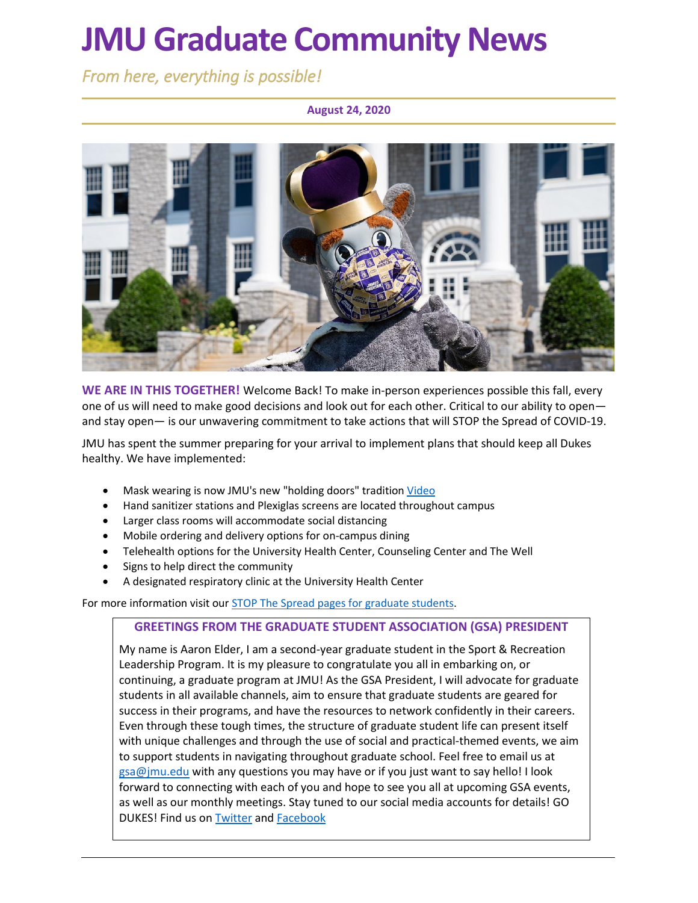# JMU Graduate Community News

*From here, everything is possible!*

**August 24, 2020**

**WE ARE IN THIS TOGETHER!** Welcome Back! To make in-person experiences possible this fall, every one of us will need to make good decisions and look out for each other. Critical to our ability to open—and stay open— is our unwavering commitment to take actions that will STOP the Spread of COVID-19.

JMU has spent the summer preparing for your arrival to implement plans that should keep all Dukes healthy. We have implemented:

- Mask wearing is now JMU's new "holding doors" tradition Video
- Hand sanitizer stations and Plexiglas screens are located throughout campus
- Larger class rooms will accommodate social distancing
- Mobile ordering and delivery options for on-campus dining
- Telehealth options for the University Health Center, Counseling Center and The Well
- Signs to help direct the community
- A designated respiratory clinic at the University Health Center

For more information visit our STOP The Spread pages for graduate students.

## GREETINGS FROM THE GRADUATE STUDENT ASSOCIATION (GSA) PRESIDENT

My name is Aaron Elder, I am a second-year graduate student in the Sport & Recreation Leadership Program. It is my pleasure to congratulate you all in embarking on, or continuing, a graduate program at JMU! As the GSA President, I will advocate for graduate students in all available channels, aim to ensure that graduate students are geared for success in their programs, and have the resources to network confidently in their careers. Even through these tough times, the structure of graduate student life can present itself with unique challenges and through the use of social and practical-themed events, we aim to support students in navigating throughout graduate school. Feel free to email us at gsa@jmu.edu with any questions you may have or if you just want to say hello! I look forward to connecting with each of you and hope to see you all at upcoming GSA events, as well as our monthly meetings. Stay tuned to our social media accounts for details! GO DUKES! Find us on Twitter and Facebook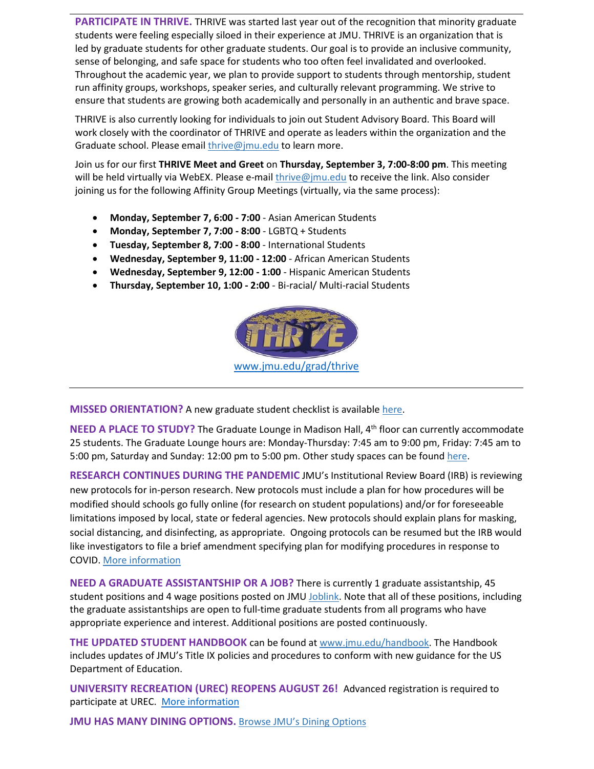**PARTICIPATE IN THRIVE.** THRIVE was started last year out of the recognition that minority graduate students were feeling especially siloed in their experience at JMU. THRIVE is an organization that is led by graduate students for other graduate students. Our goal is to provide an inclusive community, sense of belonging, and safe space for students who too often feel invalidated and overlooked. Throughout the academic year, we plan to provide support to students through mentorship, student run affinity groups, workshops, speaker series, and culturally relevant programming. We strive to ensure that students are growing both academically and personally in an authentic and brave space.

THRIVE is also currently looking for individuals to join out Student Advisory Board. This Board will work closely with the coordinator of THRIVE and operate as leaders within the organization and the Graduate school. Please email thrive@jmu.edu to learn more.

Join us for our first **THRIVE Meet and Greet** on **Thursday, September 3, 7:00-8:00 pm**. This meeting will be held virtually via WebEX. Please e-mail thrive@jmu.edu to receive the link. Also consider joining us for the following Affinity Group Meetings (virtually, via the same process):

- **Monday, September 7, 6:00 - 7:00** - Asian American Students
- **Monday, September 7, 7:00 - 8:00** - LGBTQ + Students
- **Tuesday, September 8, 7:00 - 8:00** - International Students
- **Wednesday, September 9, 11:00 - 12:00** - African American Students
- **Wednesday, September 9, 12:00 - 1:00** - Hispanic American Students
- **Thursday, September 10, 1:00 - 2:00** - Bi-racial/ Multi-racial Students

www.jmu.edu/grad/thrive

---

**MISSED ORIENTATION?** A new graduate student checklist is available here.

**NEED A PLACE TO STUDY?** The Graduate Lounge in Madison Hall, 4th floor can currently accommodate 25 students. The Graduate Lounge hours are: Monday-Thursday: 7:45 am to 9:00 pm, Friday: 7:45 am to 5:00 pm, Saturday and Sunday: 12:00 pm to 5:00 pm. Other study spaces can be found here.

**RESEARCH CONTINUES DURING THE PANDEMIC** JMU's Institutional Review Board (IRB) is reviewing new protocols for in-person research. New protocols must include a plan for how procedures will be modified should schools go fully online (for research on student populations) and/or for foreseeable limitations imposed by local, state or federal agencies. New protocols should explain plans for masking, social distancing, and disinfecting, as appropriate. Ongoing protocols can be resumed but the IRB would like investigators to file a brief amendment specifying plan for modifying procedures in response to COVID. More information

**NEED A GRADUATE ASSISTANTSHIP OR A JOB?** There is currently 1 graduate assistantship, 45 student positions and 4 wage positions posted on JMU Joblink. Note that all of these positions, including the graduate assistantships are open to full-time graduate students from all programs who have appropriate experience and interest. Additional positions are posted continuously.

**THE UPDATED STUDENT HANDBOOK** can be found at www.jmu.edu/handbook. The Handbook includes updates of JMU's Title IX policies and procedures to conform with new guidance for the US Department of Education.

**UNIVERSITY RECREATION (UREC) REOPENS AUGUST 26!** Advanced registration is required to participate at UREC. More information

**JMU HAS MANY DINING OPTIONS.** Browse JMU's Dining Options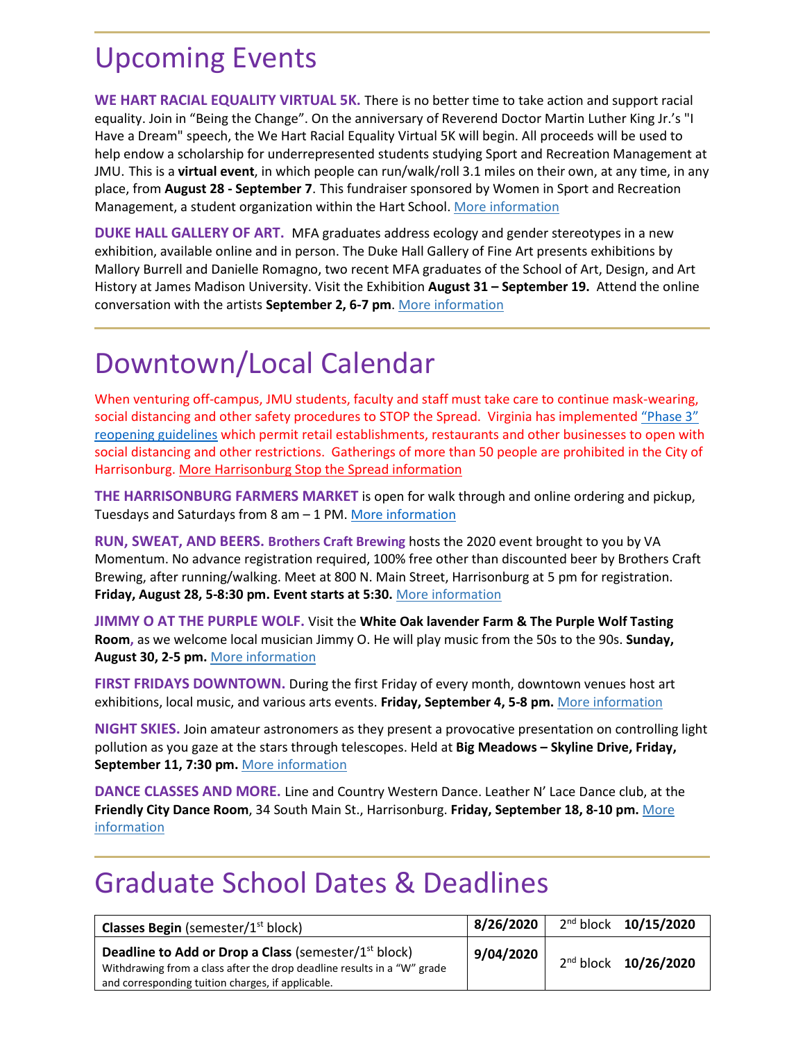# Upcoming Events

**WE HART RACIAL EQUALITY VIRTUAL 5K.** There is no better time to take action and support racial equality. Join in "Being the Change". On the anniversary of Reverend Doctor Martin Luther King Jr.'s "I Have a Dream" speech, the We Hart Racial Equality Virtual 5K will begin. All proceeds will be used to help endow a scholarship for underrepresented students studying Sport and Recreation Management at JMU. This is a **virtual event**, in which people can run/walk/roll 3.1 miles on their own, at any time, in any place, from **August 28 - September 7**. This fundraiser sponsored by Women in Sport and Recreation Management, a student organization within the Hart School. More information

**DUKE HALL GALLERY OF ART.** MFA graduates address ecology and gender stereotypes in a new exhibition, available online and in person. The Duke Hall Gallery of Fine Art presents exhibitions by Mallory Burrell and Danielle Romagno, two recent MFA graduates of the School of Art, Design, and Art History at James Madison University. Visit the Exhibition **August 31 – September 19.** Attend the online conversation with the artists **September 2, 6-7 pm**. More information

# Downtown/Local Calendar

When venturing off-campus, JMU students, faculty and staff must take care to continue mask-wearing, social distancing and other safety procedures to STOP the Spread. Virginia has implemented "Phase 3" reopening guidelines which permit retail establishments, restaurants and other businesses to open with social distancing and other restrictions. Gatherings of more than 50 people are prohibited in the City of Harrisonburg. More Harrisonburg Stop the Spread information

**THE HARRISONBURG FARMERS MARKET** is open for walk through and online ordering and pickup, Tuesdays and Saturdays from 8 am – 1 PM. More information

**RUN, SWEAT, AND BEERS. Brothers Craft Brewing** hosts the 2020 event brought to you by VA Momentum. No advance registration required, 100% free other than discounted beer by Brothers Craft Brewing, after running/walking. Meet at 800 N. Main Street, Harrisonburg at 5 pm for registration. **Friday, August 28, 5-8:30 pm. Event starts at 5:30.** More information

**JIMMY O AT THE PURPLE WOLF.** Visit the **White Oak lavender Farm & The Purple Wolf Tasting Room**, as we welcome local musician Jimmy O. He will play music from the 50s to the 90s. **Sunday, August 30, 2-5 pm.** More information

**FIRST FRIDAYS DOWNTOWN.** During the first Friday of every month, downtown venues host art exhibitions, local music, and various arts events. **Friday, September 4, 5-8 pm.** More information

**NIGHT SKIES.** Join amateur astronomers as they present a provocative presentation on controlling light pollution as you gaze at the stars through telescopes. Held at **Big Meadows – Skyline Drive, Friday, September 11, 7:30 pm.** More information

**DANCE CLASSES AND MORE.** Line and Country Western Dance. Leather N' Lace Dance club, at the **Friendly City Dance Room**, 34 South Main St., Harrisonburg. **Friday, September 18, 8-10 pm.** More information

# Graduate School Dates & Deadlines

| | | |
|---|---|---|
| **Classes Begin** (semester/1st block) | **8/26/2020** | 2nd block **10/15/2020** |
| **Deadline to Add or Drop a Class** (semester/1st block)<br>Withdrawing from a class after the drop deadline results in a "W" grade and corresponding tuition charges, if applicable. | **9/04/2020** | 2nd block **10/26/2020** |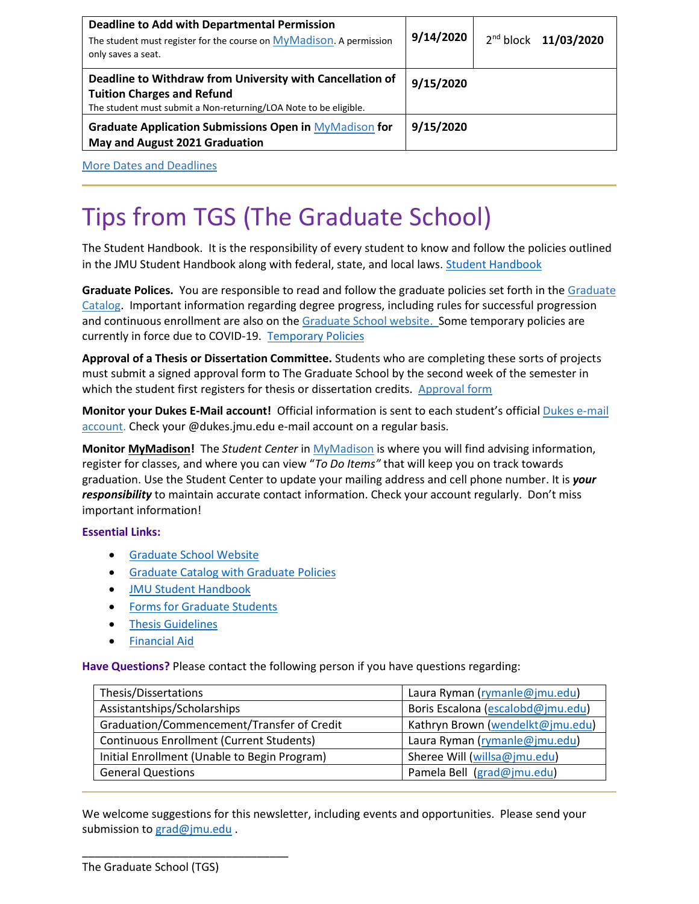| Deadline to Add with Departmental Permission<br>The student must register for the course on MyMadison. A permission only saves a seat. | 9/14/2020 | 2nd block **11/03/2020** |
|---|---|---|
| **Deadline to Withdraw from University with Cancellation of Tuition Charges and Refund**<br>The student must submit a Non-returning/LOA Note to be eligible. | **9/15/2020** | |
| **Graduate Application Submissions Open in MyMadison for May and August 2021 Graduation** | **9/15/2020** | |

More Dates and Deadlines

# Tips from TGS (The Graduate School)

The Student Handbook. It is the responsibility of every student to know and follow the policies outlined in the JMU Student Handbook along with federal, state, and local laws. Student Handbook

**Graduate Polices.** You are responsible to read and follow the graduate policies set forth in the Graduate Catalog. Important information regarding degree progress, including rules for successful progression and continuous enrollment are also on the Graduate School website. Some temporary policies are currently in force due to COVID-19. Temporary Policies

**Approval of a Thesis or Dissertation Committee.** Students who are completing these sorts of projects must submit a signed approval form to The Graduate School by the second week of the semester in which the student first registers for thesis or dissertation credits. Approval form

**Monitor your Dukes E-Mail account!** Official information is sent to each student's official Dukes e-mail account. Check your @dukes.jmu.edu e-mail account on a regular basis.

**Monitor MyMadison!** The *Student Center* in MyMadison is where you will find advising information, register for classes, and where you can view *"To Do Items"* that will keep you on track towards graduation. Use the Student Center to update your mailing address and cell phone number. It is ***your responsibility*** to maintain accurate contact information. Check your account regularly. Don't miss important information!

**Essential Links:**

- Graduate School Website
- Graduate Catalog with Graduate Policies
- JMU Student Handbook
- Forms for Graduate Students
- Thesis Guidelines
- Financial Aid

**Have Questions?** Please contact the following person if you have questions regarding:

| Topic | Contact |
|---|---|
| Thesis/Dissertations | Laura Ryman (rymanle@jmu.edu) |
| Assistantships/Scholarships | Boris Escalona (escalobd@jmu.edu) |
| Graduation/Commencement/Transfer of Credit | Kathryn Brown (wendelkt@jmu.edu) |
| Continuous Enrollment (Current Students) | Laura Ryman (rymanle@jmu.edu) |
| Initial Enrollment (Unable to Begin Program) | Sheree Will (willsa@jmu.edu) |
| General Questions | Pamela Bell (grad@jmu.edu) |

We welcome suggestions for this newsletter, including events and opportunities. Please send your submission to grad@jmu.edu .

_________________________________

The Graduate School (TGS)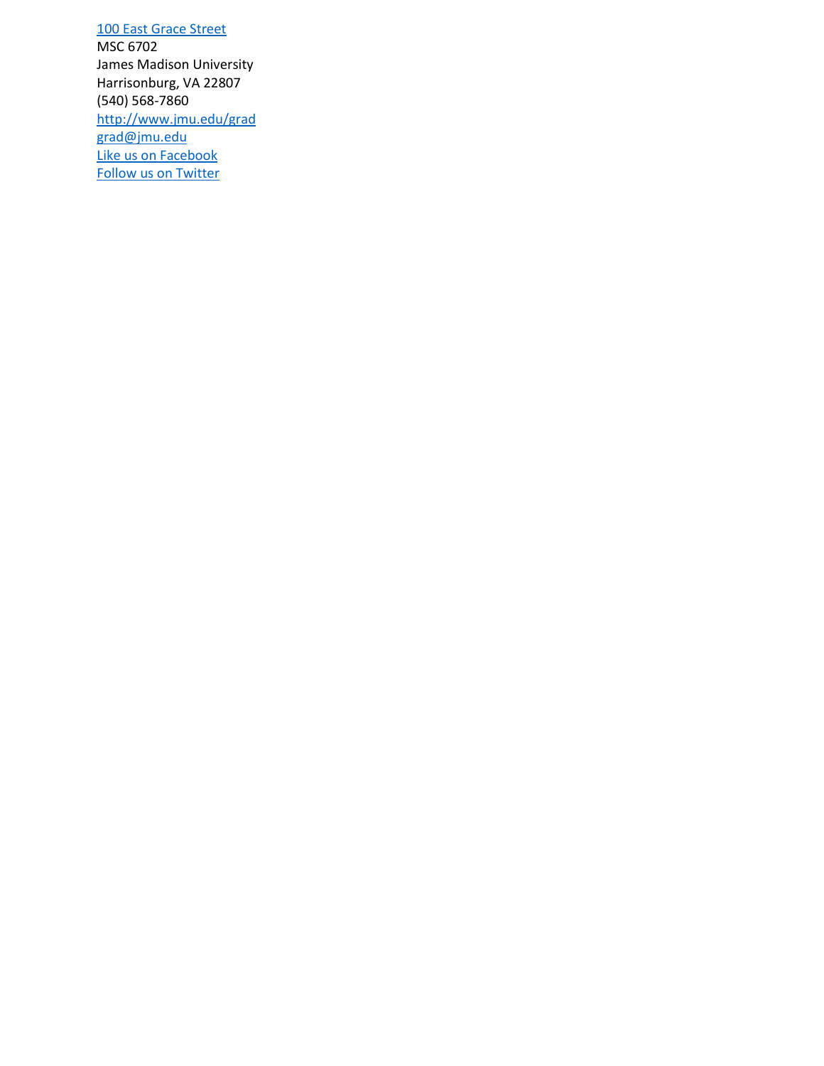100 East Grace Street
MSC 6702
James Madison University
Harrisonburg, VA 22807
(540) 568-7860
http://www.jmu.edu/grad
grad@jmu.edu
Like us on Facebook
Follow us on Twitter